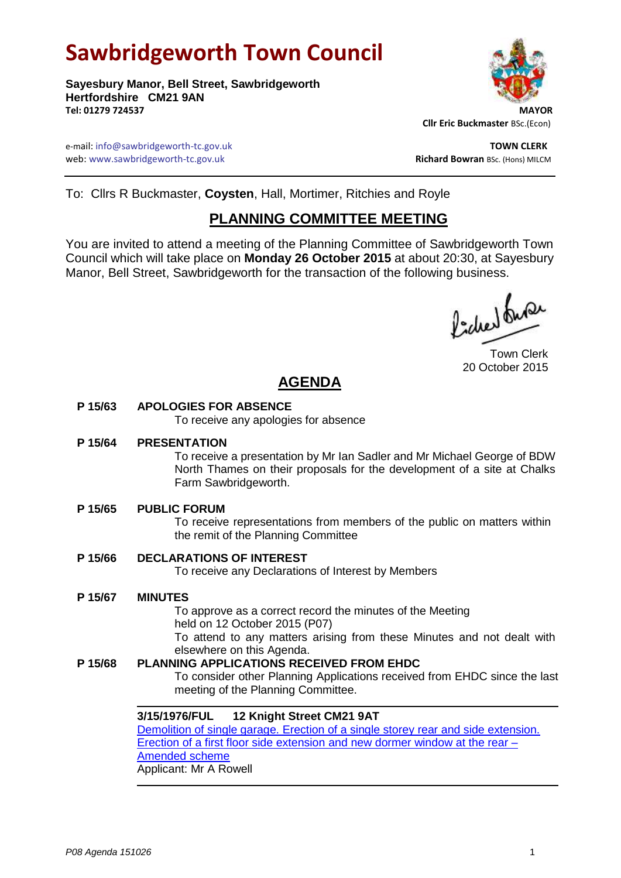# Sawbridgeworth Town Council

**Sayesbury Manor, Bell Street, Sawbridgeworth**
**Hertfordshire CM21 9AN**
**Tel: 01279 724537**

**MAYOR**
**Cllr Eric Buckmaster** BSc.(Econ)

e-mail: info@sawbridgeworth-tc.gov.uk
web: www.sawbridgeworth-tc.gov.uk

**TOWN CLERK**
**Richard Bowran** BSc. (Hons) MILCM

---

To: Cllrs R Buckmaster, **Coysten**, Hall, Mortimer, Ritchies and Royle

## PLANNING COMMITTEE MEETING

You are invited to attend a meeting of the Planning Committee of Sawbridgeworth Town Council which will take place on **Monday 26 October 2015** at about 20:30, at Sayesbury Manor, Bell Street, Sawbridgeworth for the transaction of the following business.

Town Clerk
20 October 2015

## AGENDA

**P 15/63 APOLOGIES FOR ABSENCE**
To receive any apologies for absence

**P 15/64 PRESENTATION**
To receive a presentation by Mr Ian Sadler and Mr Michael George of BDW North Thames on their proposals for the development of a site at Chalks Farm Sawbridgeworth.

**P 15/65 PUBLIC FORUM**
To receive representations from members of the public on matters within the remit of the Planning Committee

**P 15/66 DECLARATIONS OF INTEREST**
To receive any Declarations of Interest by Members

**P 15/67 MINUTES**
To approve as a correct record the minutes of the Meeting held on 12 October 2015 (P07)
To attend to any matters arising from these Minutes and not dealt with elsewhere on this Agenda.

**P 15/68 PLANNING APPLICATIONS RECEIVED FROM EHDC**
To consider other Planning Applications received from EHDC since the last meeting of the Planning Committee.

---

**3/15/1976/FUL 12 Knight Street CM21 9AT**
Demolition of single garage. Erection of a single storey rear and side extension. Erection of a first floor side extension and new dormer window at the rear – Amended scheme
Applicant: Mr A Rowell

---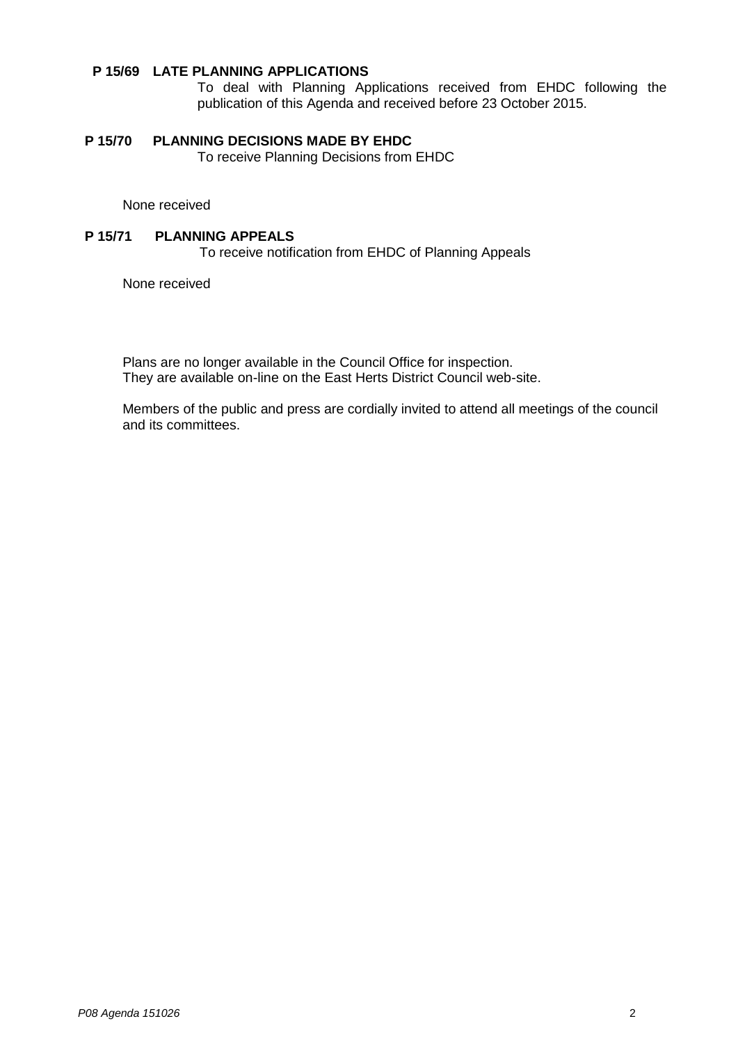**P 15/69 LATE PLANNING APPLICATIONS**

To deal with Planning Applications received from EHDC following the publication of this Agenda and received before 23 October 2015.

**P 15/70 PLANNING DECISIONS MADE BY EHDC**

To receive Planning Decisions from EHDC

None received

**P 15/71 PLANNING APPEALS**

To receive notification from EHDC of Planning Appeals

None received

Plans are no longer available in the Council Office for inspection.
They are available on-line on the East Herts District Council web-site.

Members of the public and press are cordially invited to attend all meetings of the council and its committees.